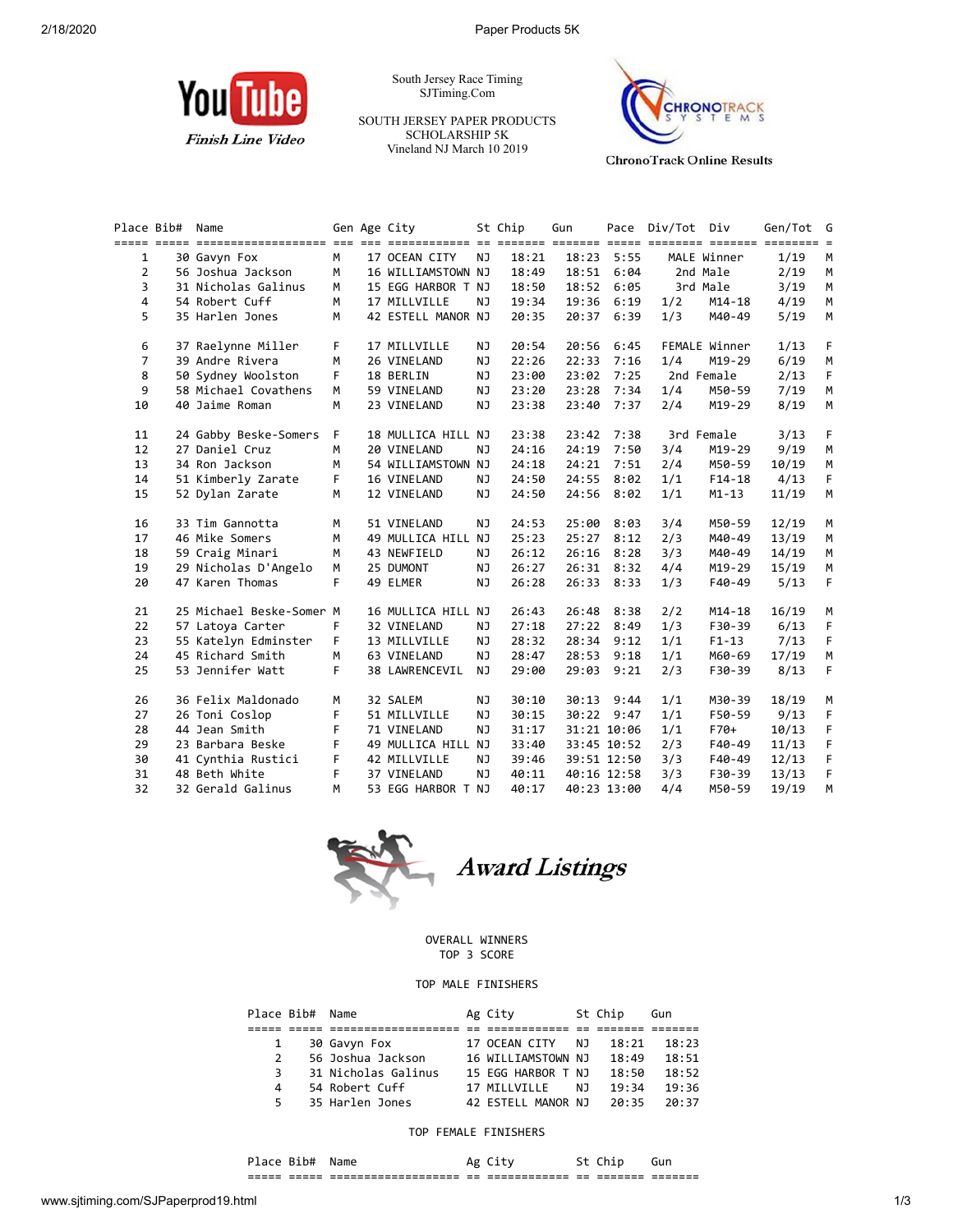South Jersey Race Timing
SJTiming.Com

SOUTH JERSEY PAPER PRODUCTS
SCHOLARSHIP 5K
Vineland NJ March 10 2019

YouTube Finish Line Video

ChronoTrack Online Results

| Place | Bib# | Name | Gen | Age | City | St | Chip | Gun | Pace | Div/Tot | Div | Gen/Tot | G |
|---|---|---|---|---|---|---|---|---|---|---|---|---|---|
| 1 | 30 | Gavyn Fox | M | 17 | OCEAN CITY | NJ | 18:21 | 18:23 | 5:55 | MALE | Winner | 1/19 | M |
| 2 | 56 | Joshua Jackson | M | 16 | WILLIAMSTOWN | NJ | 18:49 | 18:51 | 6:04 | 2nd | Male | 2/19 | M |
| 3 | 31 | Nicholas Galinus | M | 15 | EGG HARBOR T | NJ | 18:50 | 18:52 | 6:05 | 3rd | Male | 3/19 | M |
| 4 | 54 | Robert Cuff | M | 17 | MILLVILLE | NJ | 19:34 | 19:36 | 6:19 | 1/2 | M14-18 | 4/19 | M |
| 5 | 35 | Harlen Jones | M | 42 | ESTELL MANOR | NJ | 20:35 | 20:37 | 6:39 | 1/3 | M40-49 | 5/19 | M |
| 6 | 37 | Raelynne Miller | F | 17 | MILLVILLE | NJ | 20:54 | 20:56 | 6:45 | FEMALE | Winner | 1/13 | F |
| 7 | 39 | Andre Rivera | M | 26 | VINELAND | NJ | 22:26 | 22:33 | 7:16 | 1/4 | M19-29 | 6/19 | M |
| 8 | 50 | Sydney Woolston | F | 18 | BERLIN | NJ | 23:00 | 23:02 | 7:25 | 2nd | Female | 2/13 | F |
| 9 | 58 | Michael Covathens | M | 59 | VINELAND | NJ | 23:20 | 23:28 | 7:34 | 1/4 | M50-59 | 7/19 | M |
| 10 | 40 | Jaime Roman | M | 23 | VINELAND | NJ | 23:38 | 23:40 | 7:37 | 2/4 | M19-29 | 8/19 | M |
| 11 | 24 | Gabby Beske-Somers | F | 18 | MULLICA HILL | NJ | 23:38 | 23:42 | 7:38 | 3rd | Female | 3/13 | F |
| 12 | 27 | Daniel Cruz | M | 20 | VINELAND | NJ | 24:16 | 24:19 | 7:50 | 3/4 | M19-29 | 9/19 | M |
| 13 | 34 | Ron Jackson | M | 54 | WILLIAMSTOWN | NJ | 24:18 | 24:21 | 7:51 | 2/4 | M50-59 | 10/19 | M |
| 14 | 51 | Kimberly Zarate | F | 16 | VINELAND | NJ | 24:50 | 24:55 | 8:02 | 1/1 | F14-18 | 4/13 | F |
| 15 | 52 | Dylan Zarate | M | 12 | VINELAND | NJ | 24:50 | 24:56 | 8:02 | 1/1 | M1-13 | 11/19 | M |
| 16 | 33 | Tim Gannotta | M | 51 | VINELAND | NJ | 24:53 | 25:00 | 8:03 | 3/4 | M50-59 | 12/19 | M |
| 17 | 46 | Mike Somers | M | 49 | MULLICA HILL | NJ | 25:23 | 25:27 | 8:12 | 2/3 | M40-49 | 13/19 | M |
| 18 | 59 | Craig Minari | M | 43 | NEWFIELD | NJ | 26:12 | 26:16 | 8:28 | 3/3 | M40-49 | 14/19 | M |
| 19 | 29 | Nicholas D'Angelo | M | 25 | DUMONT | NJ | 26:27 | 26:31 | 8:32 | 4/4 | M19-29 | 15/19 | M |
| 20 | 47 | Karen Thomas | F | 49 | ELMER | NJ | 26:28 | 26:33 | 8:33 | 1/3 | F40-49 | 5/13 | F |
| 21 | 25 | Michael Beske-Somer | M | 16 | MULLICA HILL | NJ | 26:43 | 26:48 | 8:38 | 2/2 | M14-18 | 16/19 | M |
| 22 | 57 | Latoya Carter | F | 32 | VINELAND | NJ | 27:18 | 27:22 | 8:49 | 1/3 | F30-39 | 6/13 | F |
| 23 | 55 | Katelyn Edminster | F | 13 | MILLVILLE | NJ | 28:32 | 28:34 | 9:12 | 1/1 | F1-13 | 7/13 | F |
| 24 | 45 | Richard Smith | M | 63 | VINELAND | NJ | 28:47 | 28:53 | 9:18 | 1/1 | M60-69 | 17/19 | M |
| 25 | 53 | Jennifer Watt | F | 38 | LAWRENCEVIL | NJ | 29:00 | 29:03 | 9:21 | 2/3 | F30-39 | 8/13 | F |
| 26 | 36 | Felix Maldonado | M | 32 | SALEM | NJ | 30:10 | 30:13 | 9:44 | 1/1 | M30-39 | 18/19 | M |
| 27 | 26 | Toni Coslop | F | 51 | MILLVILLE | NJ | 30:15 | 30:22 | 9:47 | 1/1 | F50-59 | 9/13 | F |
| 28 | 44 | Jean Smith | F | 71 | VINELAND | NJ | 31:17 | 31:21 | 10:06 | 1/1 | F70+ | 10/13 | F |
| 29 | 23 | Barbara Beske | F | 49 | MULLICA HILL | NJ | 33:40 | 33:45 | 10:52 | 2/3 | F40-49 | 11/13 | F |
| 30 | 41 | Cynthia Rustici | F | 42 | MILLVILLE | NJ | 39:46 | 39:51 | 12:50 | 3/3 | F40-49 | 12/13 | F |
| 31 | 48 | Beth White | F | 37 | VINELAND | NJ | 40:11 | 40:16 | 12:58 | 3/3 | F30-39 | 13/13 | F |
| 32 | 32 | Gerald Galinus | M | 53 | EGG HARBOR T | NJ | 40:17 | 40:23 | 13:00 | 4/4 | M50-59 | 19/19 | M |

## Award Listings

OVERALL WINNERS
TOP 3 SCORE

### TOP MALE FINISHERS

| Place | Bib# | Name | Ag | City | St | Chip | Gun |
|---|---|---|---|---|---|---|---|
| 1 | 30 | Gavyn Fox | 17 | OCEAN CITY | NJ | 18:21 | 18:23 |
| 2 | 56 | Joshua Jackson | 16 | WILLIAMSTOWN | NJ | 18:49 | 18:51 |
| 3 | 31 | Nicholas Galinus | 15 | EGG HARBOR T | NJ | 18:50 | 18:52 |
| 4 | 54 | Robert Cuff | 17 | MILLVILLE | NJ | 19:34 | 19:36 |
| 5 | 35 | Harlen Jones | 42 | ESTELL MANOR | NJ | 20:35 | 20:37 |

### TOP FEMALE FINISHERS

| Place | Bib# | Name | Ag | City | St | Chip | Gun |
|---|---|---|---|---|---|---|---|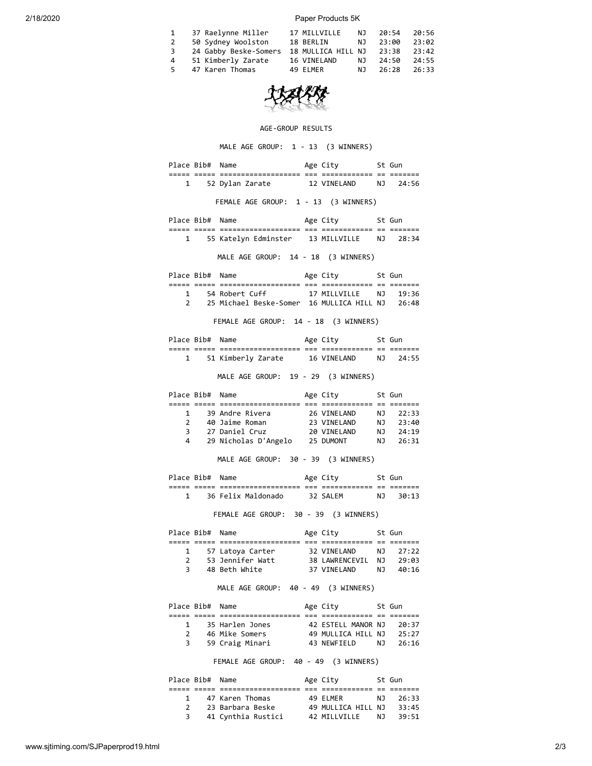| 1 | 37 Raelynne Miller | 17 MILLVILLE | NJ | 20:54 | 20:56 |
|---|---|---|---|---|---|
| 2 | 50 Sydney Woolston | 18 BERLIN | NJ | 23:00 | 23:02 |
| 3 | 24 Gabby Beske-Somers | 18 MULLICA HILL | NJ | 23:38 | 23:42 |
| 4 | 51 Kimberly Zarate | 16 VINELAND | NJ | 24:50 | 24:55 |
| 5 | 47 Karen Thomas | 49 ELMER | NJ | 26:28 | 26:33 |

AGE-GROUP RESULTS

MALE AGE GROUP: 1 - 13 (3 WINNERS)

| Place | Bib# | Name | Age | City | St | Gun |
|---|---|---|---|---|---|---|
| 1 | 52 | Dylan Zarate | 12 | VINELAND | NJ | 24:56 |

FEMALE AGE GROUP: 1 - 13 (3 WINNERS)

| Place | Bib# | Name | Age | City | St | Gun |
|---|---|---|---|---|---|---|
| 1 | 55 | Katelyn Edminster | 13 | MILLVILLE | NJ | 28:34 |

MALE AGE GROUP: 14 - 18 (3 WINNERS)

| Place | Bib# | Name | Age | City | St | Gun |
|---|---|---|---|---|---|---|
| 1 | 54 | Robert Cuff | 17 | MILLVILLE | NJ | 19:36 |
| 2 | 25 | Michael Beske-Somer | 16 | MULLICA HILL | NJ | 26:48 |

FEMALE AGE GROUP: 14 - 18 (3 WINNERS)

| Place | Bib# | Name | Age | City | St | Gun |
|---|---|---|---|---|---|---|
| 1 | 51 | Kimberly Zarate | 16 | VINELAND | NJ | 24:55 |

MALE AGE GROUP: 19 - 29 (3 WINNERS)

| Place | Bib# | Name | Age | City | St | Gun |
|---|---|---|---|---|---|---|
| 1 | 39 | Andre Rivera | 26 | VINELAND | NJ | 22:33 |
| 2 | 40 | Jaime Roman | 23 | VINELAND | NJ | 23:40 |
| 3 | 27 | Daniel Cruz | 20 | VINELAND | NJ | 24:19 |
| 4 | 29 | Nicholas D'Angelo | 25 | DUMONT | NJ | 26:31 |

MALE AGE GROUP: 30 - 39 (3 WINNERS)

| Place | Bib# | Name | Age | City | St | Gun |
|---|---|---|---|---|---|---|
| 1 | 36 | Felix Maldonado | 32 | SALEM | NJ | 30:13 |

FEMALE AGE GROUP: 30 - 39 (3 WINNERS)

| Place | Bib# | Name | Age | City | St | Gun |
|---|---|---|---|---|---|---|
| 1 | 57 | Latoya Carter | 32 | VINELAND | NJ | 27:22 |
| 2 | 53 | Jennifer Watt | 38 | LAWRENCEVIL | NJ | 29:03 |
| 3 | 48 | Beth White | 37 | VINELAND | NJ | 40:16 |

MALE AGE GROUP: 40 - 49 (3 WINNERS)

| Place | Bib# | Name | Age | City | St | Gun |
|---|---|---|---|---|---|---|
| 1 | 35 | Harlen Jones | 42 | ESTELL MANOR | NJ | 20:37 |
| 2 | 46 | Mike Somers | 49 | MULLICA HILL | NJ | 25:27 |
| 3 | 59 | Craig Minari | 43 | NEWFIELD | NJ | 26:16 |

FEMALE AGE GROUP: 40 - 49 (3 WINNERS)

| Place | Bib# | Name | Age | City | St | Gun |
|---|---|---|---|---|---|---|
| 1 | 47 | Karen Thomas | 49 | ELMER | NJ | 26:33 |
| 2 | 23 | Barbara Beske | 49 | MULLICA HILL | NJ | 33:45 |
| 3 | 41 | Cynthia Rustici | 42 | MILLVILLE | NJ | 39:51 |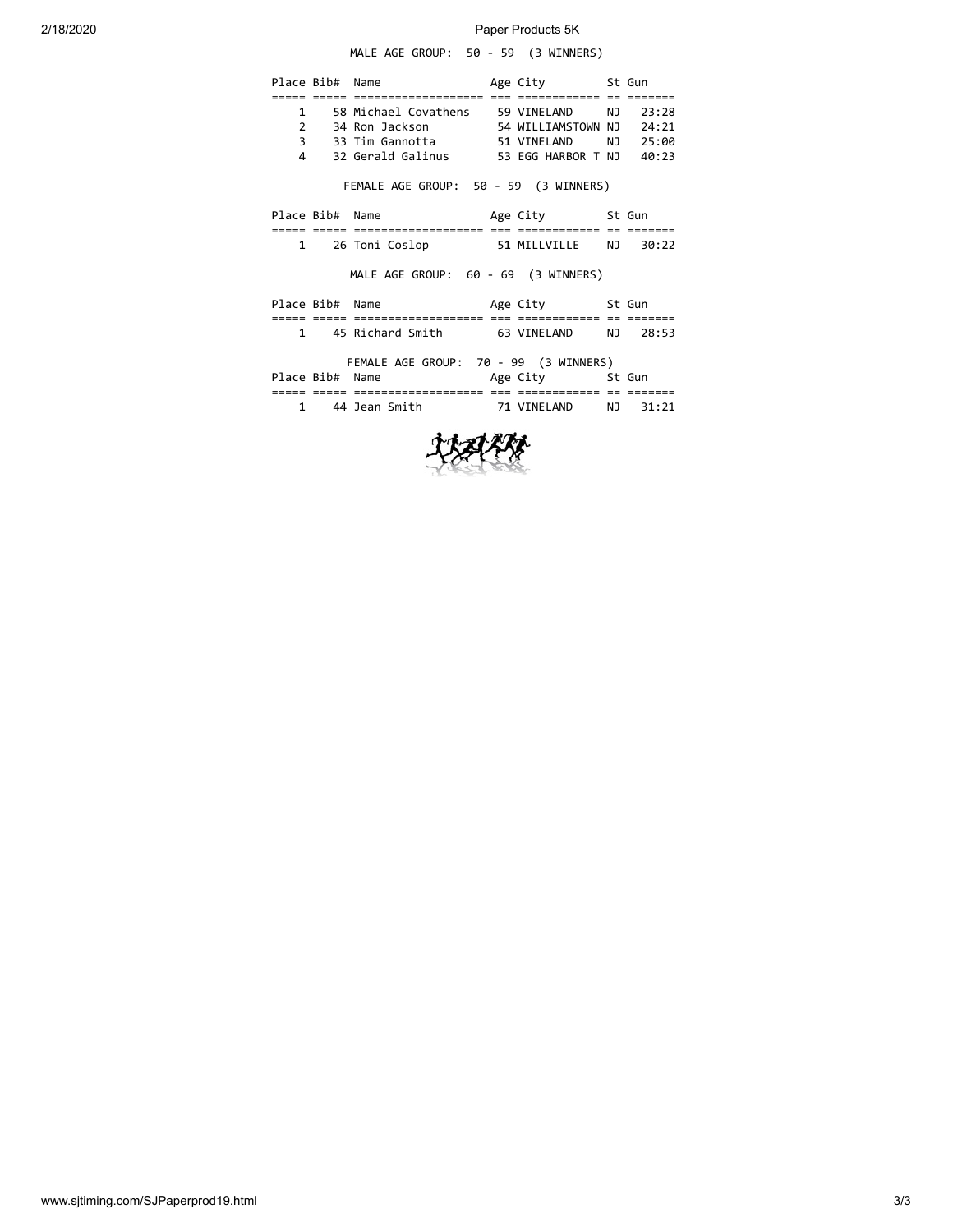MALE AGE GROUP: 50 - 59 (3 WINNERS)

| Place | Bib# | Name | Age | City | St | Gun |
|---|---|---|---|---|---|---|
| 1 | 58 | Michael Covathens | 59 | VINELAND | NJ | 23:28 |
| 2 | 34 | Ron Jackson | 54 | WILLIAMSTOWN | NJ | 24:21 |
| 3 | 33 | Tim Gannotta | 51 | VINELAND | NJ | 25:00 |
| 4 | 32 | Gerald Galinus | 53 | EGG HARBOR T | NJ | 40:23 |

FEMALE AGE GROUP: 50 - 59 (3 WINNERS)

| Place | Bib# | Name | Age | City | St | Gun |
|---|---|---|---|---|---|---|
| 1 | 26 | Toni Coslop | 51 | MILLVILLE | NJ | 30:22 |

MALE AGE GROUP: 60 - 69 (3 WINNERS)

| Place | Bib# | Name | Age | City | St | Gun |
|---|---|---|---|---|---|---|
| 1 | 45 | Richard Smith | 63 | VINELAND | NJ | 28:53 |

FEMALE AGE GROUP: 70 - 99 (3 WINNERS)

| Place | Bib# | Name | Age | City | St | Gun |
|---|---|---|---|---|---|---|
| 1 | 44 | Jean Smith | 71 | VINELAND | NJ | 31:21 |